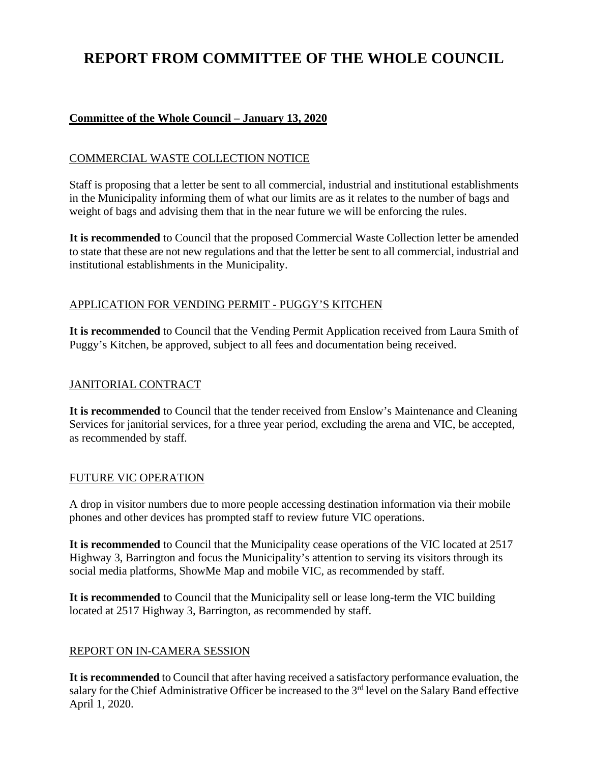# REPORT FROM COMMITTEE OF THE WHOLE COUNCIL

**Committee of the Whole Council – January 13, 2020**

COMMERCIAL WASTE COLLECTION NOTICE

Staff is proposing that a letter be sent to all commercial, industrial and institutional establishments in the Municipality informing them of what our limits are as it relates to the number of bags and weight of bags and advising them that in the near future we will be enforcing the rules.

**It is recommended** to Council that the proposed Commercial Waste Collection letter be amended to state that these are not new regulations and that the letter be sent to all commercial, industrial and institutional establishments in the Municipality.

APPLICATION FOR VENDING PERMIT - PUGGY'S KITCHEN

**It is recommended** to Council that the Vending Permit Application received from Laura Smith of Puggy's Kitchen, be approved, subject to all fees and documentation being received.

JANITORIAL CONTRACT

**It is recommended** to Council that the tender received from Enslow's Maintenance and Cleaning Services for janitorial services, for a three year period, excluding the arena and VIC, be accepted, as recommended by staff.

FUTURE VIC OPERATION

A drop in visitor numbers due to more people accessing destination information via their mobile phones and other devices has prompted staff to review future VIC operations.

**It is recommended** to Council that the Municipality cease operations of the VIC located at 2517 Highway 3, Barrington and focus the Municipality's attention to serving its visitors through its social media platforms, ShowMe Map and mobile VIC, as recommended by staff.

**It is recommended** to Council that the Municipality sell or lease long-term the VIC building located at 2517 Highway 3, Barrington, as recommended by staff.

REPORT ON IN-CAMERA SESSION

**It is recommended** to Council that after having received a satisfactory performance evaluation, the salary for the Chief Administrative Officer be increased to the 3rd level on the Salary Band effective April 1, 2020.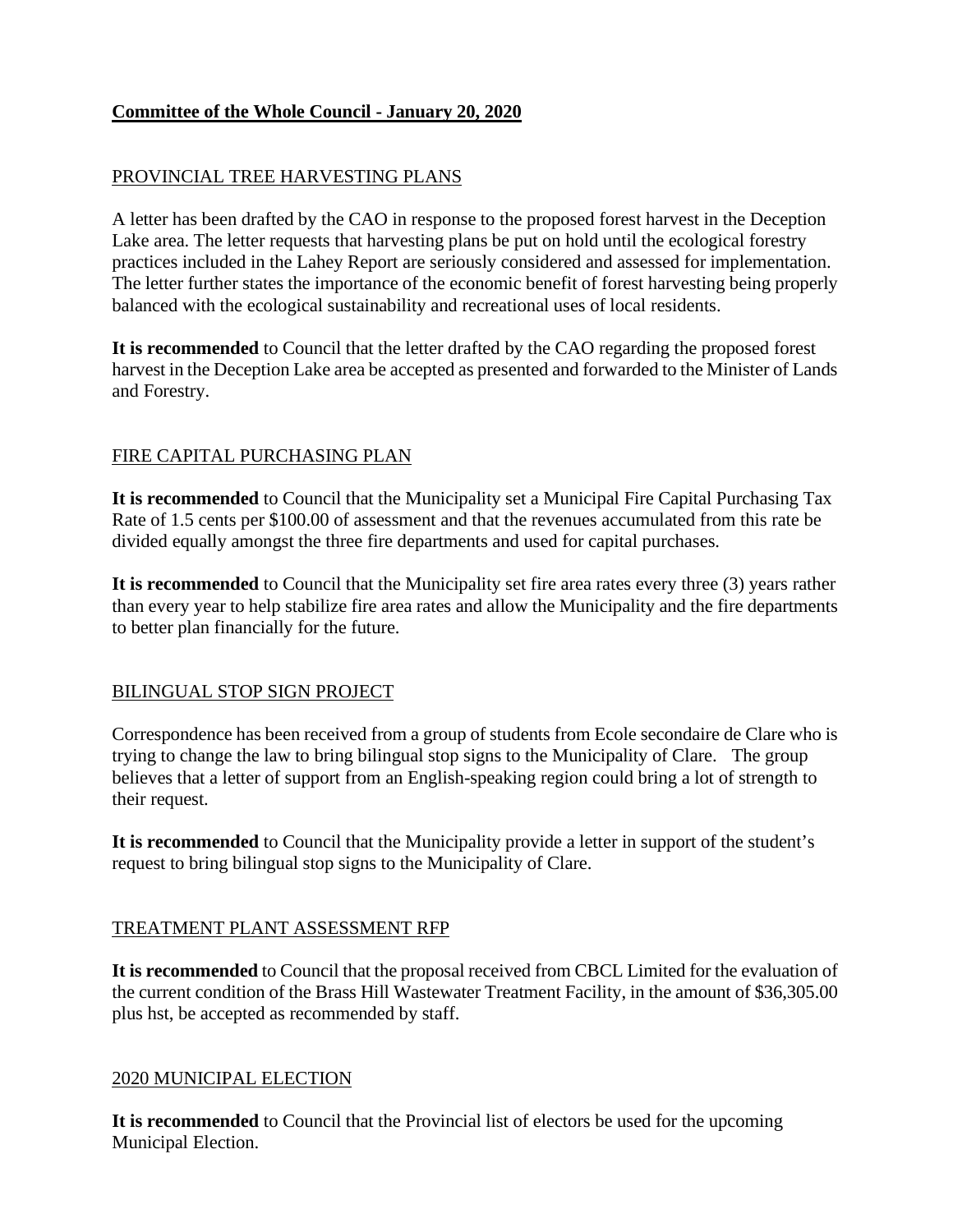**<u>Committee of the Whole Council - January 20, 2020</u>**

<u>PROVINCIAL TREE HARVESTING PLANS</u>

A letter has been drafted by the CAO in response to the proposed forest harvest in the Deception Lake area. The letter requests that harvesting plans be put on hold until the ecological forestry practices included in the Lahey Report are seriously considered and assessed for implementation. The letter further states the importance of the economic benefit of forest harvesting being properly balanced with the ecological sustainability and recreational uses of local residents.

**It is recommended** to Council that the letter drafted by the CAO regarding the proposed forest harvest in the Deception Lake area be accepted as presented and forwarded to the Minister of Lands and Forestry.

<u>FIRE CAPITAL PURCHASING PLAN</u>

**It is recommended** to Council that the Municipality set a Municipal Fire Capital Purchasing Tax Rate of 1.5 cents per $100.00 of assessment and that the revenues accumulated from this rate be divided equally amongst the three fire departments and used for capital purchases.

**It is recommended** to Council that the Municipality set fire area rates every three (3) years rather than every year to help stabilize fire area rates and allow the Municipality and the fire departments to better plan financially for the future.

<u>BILINGUAL STOP SIGN PROJECT</u>

Correspondence has been received from a group of students from Ecole secondaire de Clare who is trying to change the law to bring bilingual stop signs to the Municipality of Clare. The group believes that a letter of support from an English-speaking region could bring a lot of strength to their request.

**It is recommended** to Council that the Municipality provide a letter in support of the student's request to bring bilingual stop signs to the Municipality of Clare.

<u>TREATMENT PLANT ASSESSMENT RFP</u>

**It is recommended** to Council that the proposal received from CBCL Limited for the evaluation of the current condition of the Brass Hill Wastewater Treatment Facility, in the amount of $36,305.00 plus hst, be accepted as recommended by staff.

<u>2020 MUNICIPAL ELECTION</u>

**It is recommended** to Council that the Provincial list of electors be used for the upcoming Municipal Election.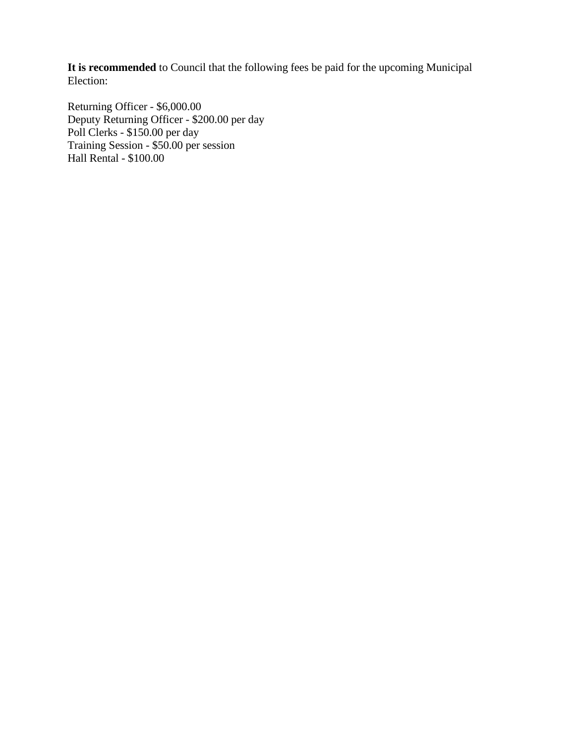**It is recommended** to Council that the following fees be paid for the upcoming Municipal Election:

Returning Officer - $6,000.00
Deputy Returning Officer - $200.00 per day
Poll Clerks - $150.00 per day
Training Session - $50.00 per session
Hall Rental - $100.00